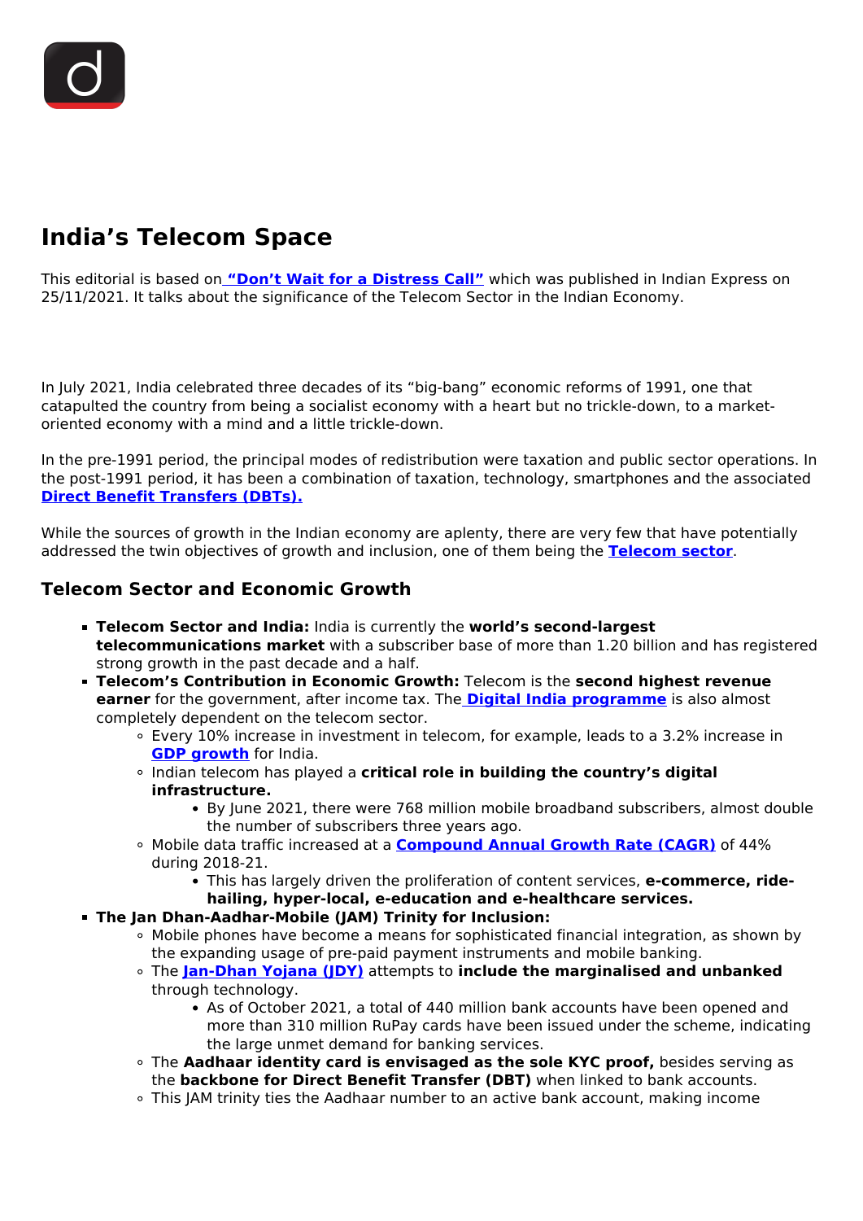# India's Telecom Space

This editorial is based on **"Don't Wait for a Distress Call"** which was published in Indian Express on 25/11/2021. It talks about the significance of the Telecom Sector in the Indian Economy.

In July 2021, India celebrated three decades of its "big-bang" economic reforms of 1991, one that catapulted the country from being a socialist economy with a heart but no trickle-down, to a market-oriented economy with a mind and a little trickle-down.

In the pre-1991 period, the principal modes of redistribution were taxation and public sector operations. In the post-1991 period, it has been a combination of taxation, technology, smartphones and the associated **Direct Benefit Transfers (DBTs).**

While the sources of growth in the Indian economy are aplenty, there are very few that have potentially addressed the twin objectives of growth and inclusion, one of them being the **Telecom sector**.

## Telecom Sector and Economic Growth

- **Telecom Sector and India:** India is currently the **world's second-largest telecommunications market** with a subscriber base of more than 1.20 billion and has registered strong growth in the past decade and a half.
- **Telecom's Contribution in Economic Growth:** Telecom is the **second highest revenue earner** for the government, after income tax. The **Digital India programme** is also almost completely dependent on the telecom sector.
  - Every 10% increase in investment in telecom, for example, leads to a 3.2% increase in **GDP growth** for India.
  - Indian telecom has played a **critical role in building the country's digital infrastructure.**
    - By June 2021, there were 768 million mobile broadband subscribers, almost double the number of subscribers three years ago.
  - Mobile data traffic increased at a **Compound Annual Growth Rate (CAGR)** of 44% during 2018-21.
    - This has largely driven the proliferation of content services, **e-commerce, ride-hailing, hyper-local, e-education and e-healthcare services.**
- **The Jan Dhan-Aadhar-Mobile (JAM) Trinity for Inclusion:**
  - Mobile phones have become a means for sophisticated financial integration, as shown by the expanding usage of pre-paid payment instruments and mobile banking.
  - The **Jan-Dhan Yojana (JDY)** attempts to **include the marginalised and unbanked** through technology.
    - As of October 2021, a total of 440 million bank accounts have been opened and more than 310 million RuPay cards have been issued under the scheme, indicating the large unmet demand for banking services.
  - The **Aadhaar identity card is envisaged as the sole KYC proof,** besides serving as the **backbone for Direct Benefit Transfer (DBT)** when linked to bank accounts.
  - This JAM trinity ties the Aadhaar number to an active bank account, making income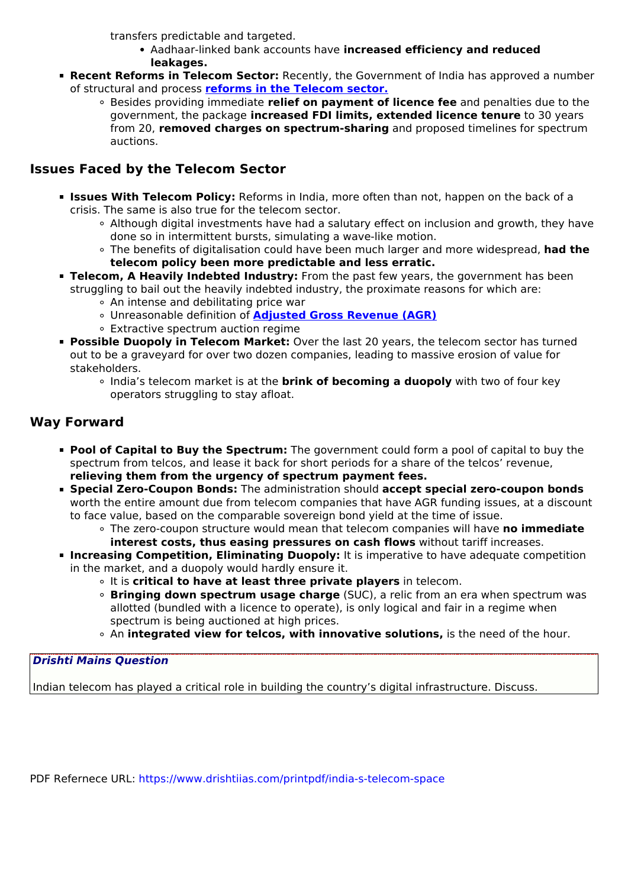transfers predictable and targeted.

    - Aadhaar-linked bank accounts have **increased efficiency and reduced leakages.**

- **Recent Reforms in Telecom Sector:** Recently, the Government of India has approved a number of structural and process **reforms in the Telecom sector.**
    - Besides providing immediate **relief on payment of licence fee** and penalties due to the government, the package **increased FDI limits, extended licence tenure** to 30 years from 20, **removed charges on spectrum-sharing** and proposed timelines for spectrum auctions.

## Issues Faced by the Telecom Sector

- **Issues With Telecom Policy:** Reforms in India, more often than not, happen on the back of a crisis. The same is also true for the telecom sector.
    - Although digital investments have had a salutary effect on inclusion and growth, they have done so in intermittent bursts, simulating a wave-like motion.
    - The benefits of digitalisation could have been much larger and more widespread, **had the telecom policy been more predictable and less erratic.**
- **Telecom, A Heavily Indebted Industry:** From the past few years, the government has been struggling to bail out the heavily indebted industry, the proximate reasons for which are:
    - An intense and debilitating price war
    - Unreasonable definition of **Adjusted Gross Revenue (AGR)**
    - Extractive spectrum auction regime
- **Possible Duopoly in Telecom Market:** Over the last 20 years, the telecom sector has turned out to be a graveyard for over two dozen companies, leading to massive erosion of value for stakeholders.
    - India's telecom market is at the **brink of becoming a duopoly** with two of four key operators struggling to stay afloat.

## Way Forward

- **Pool of Capital to Buy the Spectrum:** The government could form a pool of capital to buy the spectrum from telcos, and lease it back for short periods for a share of the telcos' revenue, **relieving them from the urgency of spectrum payment fees.**
- **Special Zero-Coupon Bonds:** The administration should **accept special zero-coupon bonds** worth the entire amount due from telecom companies that have AGR funding issues, at a discount to face value, based on the comparable sovereign bond yield at the time of issue.
    - The zero-coupon structure would mean that telecom companies will have **no immediate interest costs, thus easing pressures on cash flows** without tariff increases.
- **Increasing Competition, Eliminating Duopoly:** It is imperative to have adequate competition in the market, and a duopoly would hardly ensure it.
    - It is **critical to have at least three private players** in telecom.
    - **Bringing down spectrum usage charge** (SUC), a relic from an era when spectrum was allotted (bundled with a licence to operate), is only logical and fair in a regime when spectrum is being auctioned at high prices.
    - An **integrated view for telcos, with innovative solutions,** is the need of the hour.

***Drishti Mains Question***

Indian telecom has played a critical role in building the country's digital infrastructure. Discuss.

PDF Refernece URL: https://www.drishtiias.com/printpdf/india-s-telecom-space